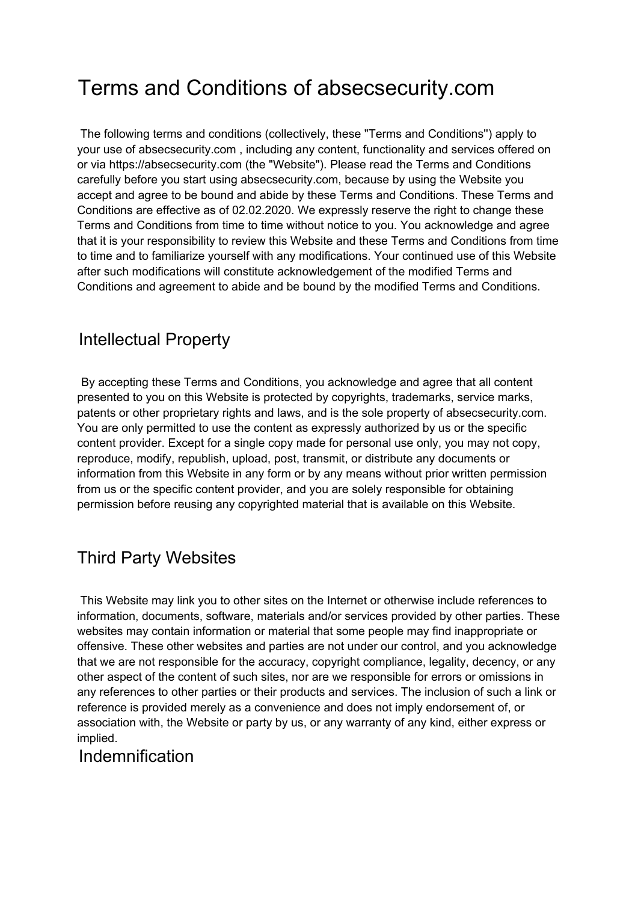# Terms and Conditions of absecsecurity.com

The following terms and conditions (collectively, these "Terms and Conditions") apply to your use of absecsecurity.com , including any content, functionality and services offered on or via https://absecsecurity.com (the "Website"). Please read the Terms and Conditions carefully before you start using absecsecurity.com, because by using the Website you accept and agree to be bound and abide by these Terms and Conditions. These Terms and Conditions are effective as of 02.02.2020. We expressly reserve the right to change these Terms and Conditions from time to time without notice to you. You acknowledge and agree that it is your responsibility to review this Website and these Terms and Conditions from time to time and to familiarize yourself with any modifications. Your continued use of this Website after such modifications will constitute acknowledgement of the modified Terms and Conditions and agreement to abide and be bound by the modified Terms and Conditions.

## Intellectual Property

By accepting these Terms and Conditions, you acknowledge and agree that all content presented to you on this Website is protected by copyrights, trademarks, service marks, patents or other proprietary rights and laws, and is the sole property of absecsecurity.com. You are only permitted to use the content as expressly authorized by us or the specific content provider. Except for a single copy made for personal use only, you may not copy, reproduce, modify, republish, upload, post, transmit, or distribute any documents or information from this Website in any form or by any means without prior written permission from us or the specific content provider, and you are solely responsible for obtaining permission before reusing any copyrighted material that is available on this Website.

## Third Party Websites

This Website may link you to other sites on the Internet or otherwise include references to information, documents, software, materials and/or services provided by other parties. These websites may contain information or material that some people may find inappropriate or offensive. These other websites and parties are not under our control, and you acknowledge that we are not responsible for the accuracy, copyright compliance, legality, decency, or any other aspect of the content of such sites, nor are we responsible for errors or omissions in any references to other parties or their products and services. The inclusion of such a link or reference is provided merely as a convenience and does not imply endorsement of, or association with, the Website or party by us, or any warranty of any kind, either express or implied.

## Indemnification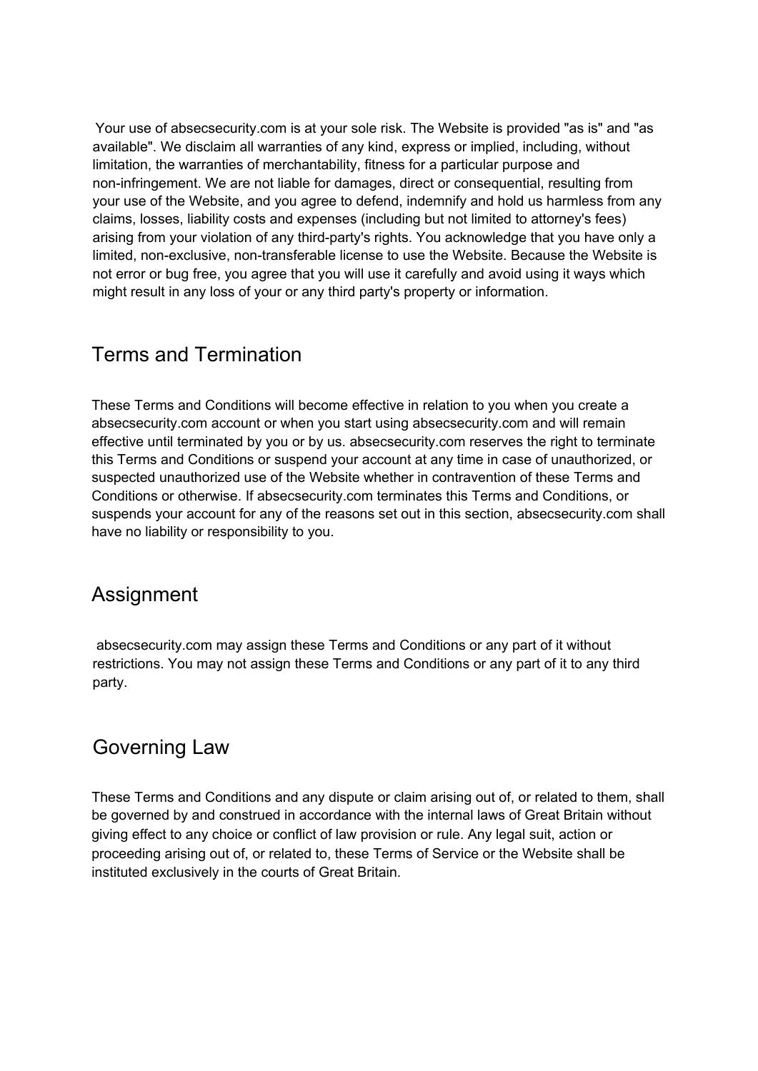Your use of absecsecurity.com is at your sole risk. The Website is provided "as is" and "as available". We disclaim all warranties of any kind, express or implied, including, without limitation, the warranties of merchantability, fitness for a particular purpose and non-infringement. We are not liable for damages, direct or consequential, resulting from your use of the Website, and you agree to defend, indemnify and hold us harmless from any claims, losses, liability costs and expenses (including but not limited to attorney's fees) arising from your violation of any third-party's rights. You acknowledge that you have only a limited, non-exclusive, non-transferable license to use the Website. Because the Website is not error or bug free, you agree that you will use it carefully and avoid using it ways which might result in any loss of your or any third party's property or information.

## Terms and Termination

These Terms and Conditions will become effective in relation to you when you create a absecsecurity.com account or when you start using absecsecurity.com and will remain effective until terminated by you or by us. absecsecurity.com reserves the right to terminate this Terms and Conditions or suspend your account at any time in case of unauthorized, or suspected unauthorized use of the Website whether in contravention of these Terms and Conditions or otherwise. If absecsecurity.com terminates this Terms and Conditions, or suspends your account for any of the reasons set out in this section, absecsecurity.com shall have no liability or responsibility to you.

## Assignment

absecsecurity.com may assign these Terms and Conditions or any part of it without restrictions. You may not assign these Terms and Conditions or any part of it to any third party.

## Governing Law

These Terms and Conditions and any dispute or claim arising out of, or related to them, shall be governed by and construed in accordance with the internal laws of Great Britain without giving effect to any choice or conflict of law provision or rule. Any legal suit, action or proceeding arising out of, or related to, these Terms of Service or the Website shall be instituted exclusively in the courts of Great Britain.